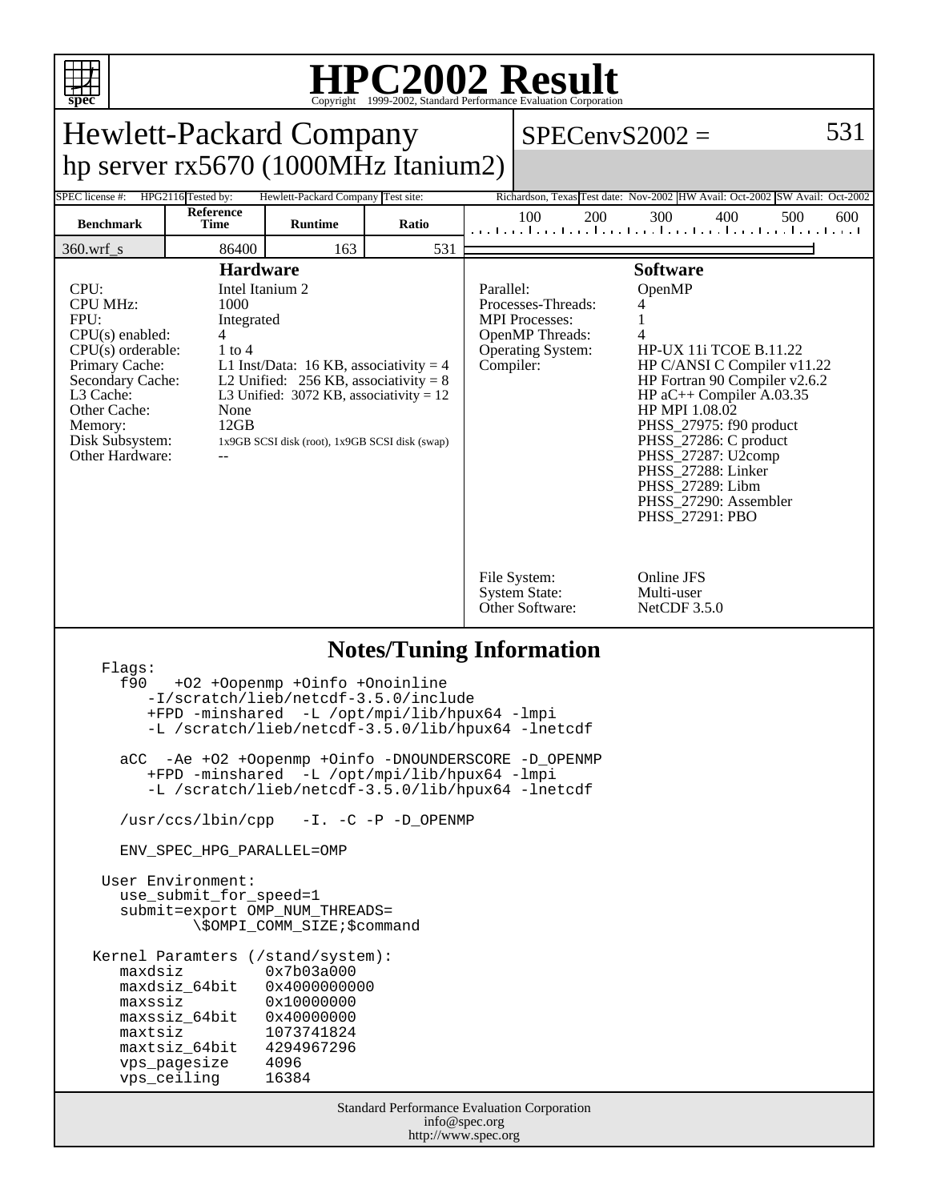# HPC2002 Result

Copyright 1999-2002, Standard Performance Evaluation Corporation

## Hewlett-Packard Company
## hp server rx5670 (1000MHz Itanium2)

SPECenvS2002 = 531

| SPEC license #: | HPG2116 | Tested by: | Hewlett-Packard Company | Test site: | Richardson, Texas | Test date: | Nov-2002 | HW Avail: | Oct-2002 | SW Avail: | Oct-2002 |
|---|---|---|---|---|---|---|---|---|---|---|---|

| Benchmark | Reference Time | Runtime | Ratio |
|---|---|---|---|
| 360.wrf_s | 86400 | 163 | 531 |

### Hardware

| | |
|---|---|
| CPU: | Intel Itanium 2 |
| CPU MHz: | 1000 |
| FPU: | Integrated |
| CPU(s) enabled: | 4 |
| CPU(s) orderable: | 1 to 4 |
| Primary Cache: | L1 Inst/Data: 16 KB, associativity = 4 |
| Secondary Cache: | L2 Unified: 256 KB, associativity = 8 |
| L3 Cache: | L3 Unified: 3072 KB, associativity = 12 |
| Other Cache: | None |
| Memory: | 12GB |
| Disk Subsystem: | 1x9GB SCSI disk (root), 1x9GB SCSI disk (swap) |
| Other Hardware: | -- |

### Software

| | |
|---|---|
| Parallel: | OpenMP |
| Processes-Threads: | 4 |
| MPI Processes: | 1 |
| OpenMP Threads: | 4 |
| Operating System: | HP-UX 11i TCOE B.11.22 |
| Compiler: | HP C/ANSI C Compiler v11.22<br>HP Fortran 90 Compiler v2.6.2<br>HP aC++ Compiler A.03.35<br>HP MPI 1.08.02<br>PHSS_27975: f90 product<br>PHSS_27286: C product<br>PHSS_27287: U2comp<br>PHSS_27288: Linker<br>PHSS_27289: Libm<br>PHSS_27290: Assembler<br>PHSS_27291: PBO |
| File System: | Online JFS |
| System State: | Multi-user |
| Other Software: | NetCDF 3.5.0 |

### Notes/Tuning Information

```
Flags:
  f90   +O2 +Oopenmp +Oinfo +Onoinline
     -I/scratch/lieb/netcdf-3.5.0/include
     +FPD -minshared  -L /opt/mpi/lib/hpux64 -lmpi
     -L /scratch/lieb/netcdf-3.5.0/lib/hpux64 -lnetcdf

  aCC  -Ae +O2 +Oopenmp +Oinfo -DNOUNDERSCORE -D_OPENMP
     +FPD -minshared  -L /opt/mpi/lib/hpux64 -lmpi
     -L /scratch/lieb/netcdf-3.5.0/lib/hpux64 -lnetcdf

  /usr/ccs/lbin/cpp   -I. -C -P -D_OPENMP

  ENV_SPEC_HPG_PARALLEL=OMP

User Environment:
  use_submit_for_speed=1
  submit=export OMP_NUM_THREADS=
          \$OMPI_COMM_SIZE;$command

Kernel Paramters (/stand/system):
  maxdsiz         0x7b03a000
  maxdsiz_64bit   0x4000000000
  maxssiz         0x10000000
  maxssiz_64bit   0x40000000
  maxtsiz         1073741824
  maxtsiz_64bit   4294967296
  vps_pagesize    4096
  vps_ceiling     16384
```

Standard Performance Evaluation Corporation
info@spec.org
http://www.spec.org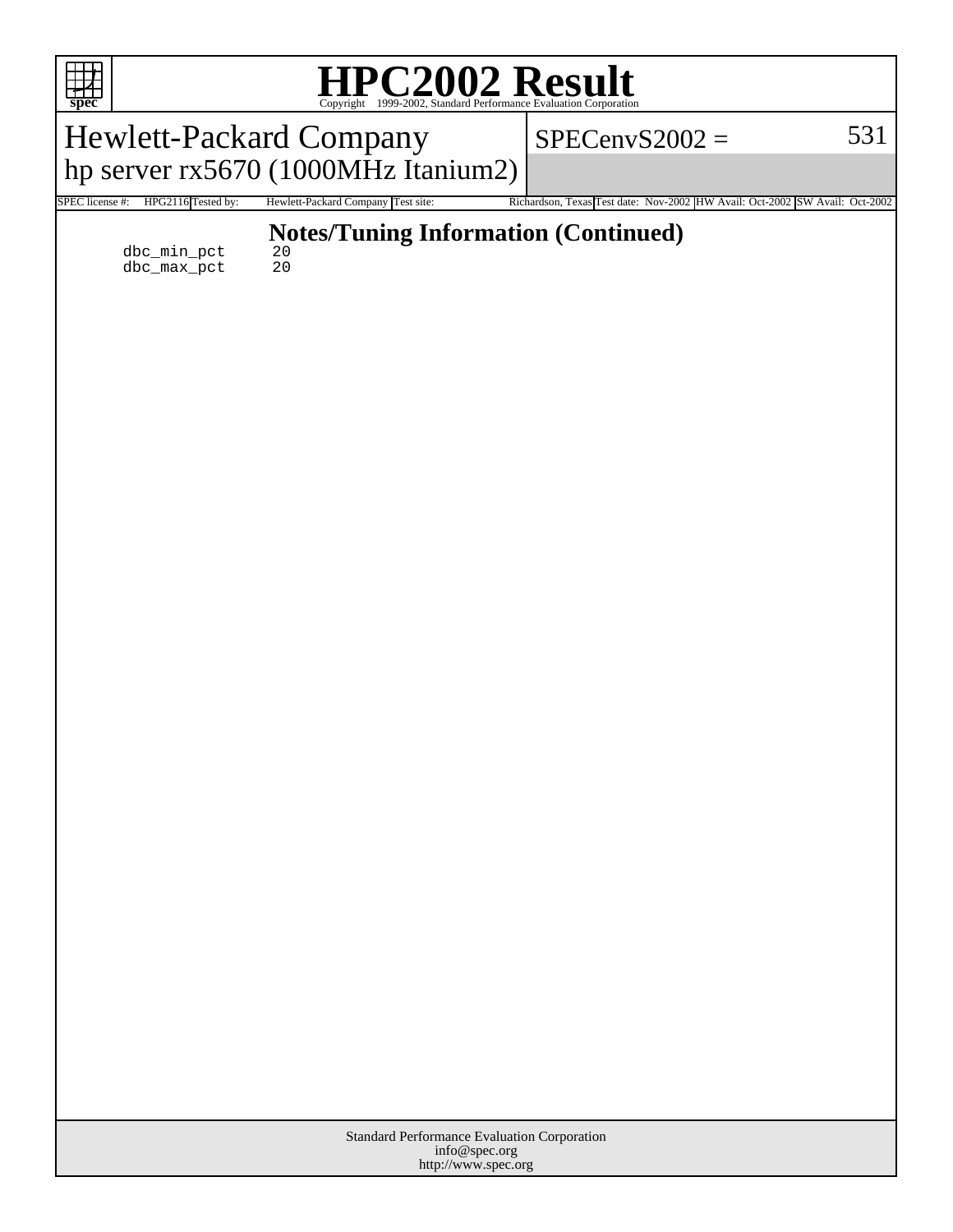# HPC2002 Result

Copyright 1999-2002, Standard Performance Evaluation Corporation

Hewlett-Packard Company
hp server rx5670 (1000MHz Itanium2)

SPECenvS2002 = 531

| SPEC license #: | HPG2116 | Tested by: | Hewlett-Packard Company | Test site: | Richardson, Texas | Test date: Nov-2002 | HW Avail: Oct-2002 | SW Avail: Oct-2002 |
|---|---|---|---|---|---|---|---|---|

## Notes/Tuning Information (Continued)

```
dbc_min_pct     20
dbc_max_pct     20
```

Standard Performance Evaluation Corporation
info@spec.org
http://www.spec.org